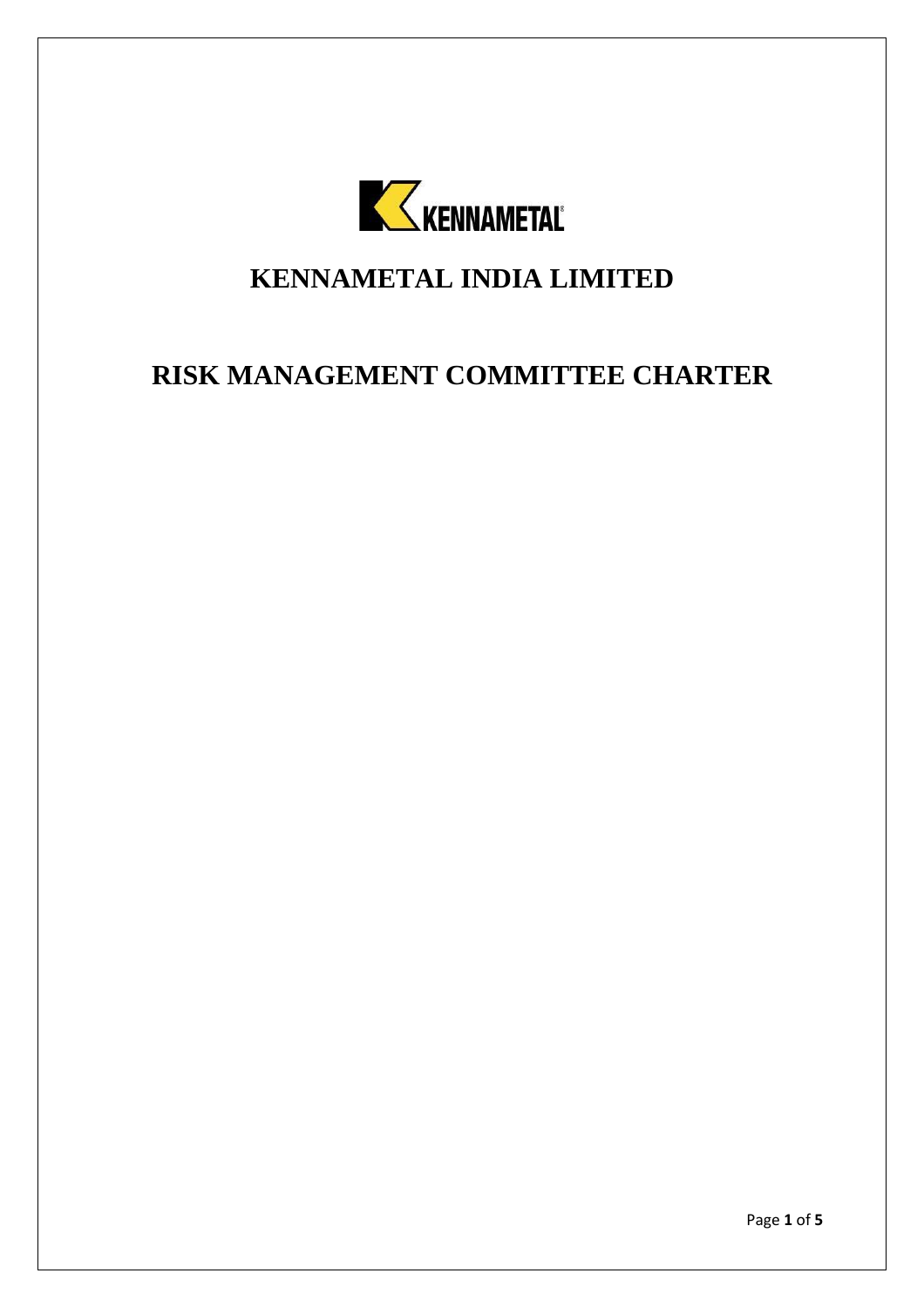# KENNAMETAL INDIA LIMITED

# RISK MANAGEMENT COMMITTEE CHARTER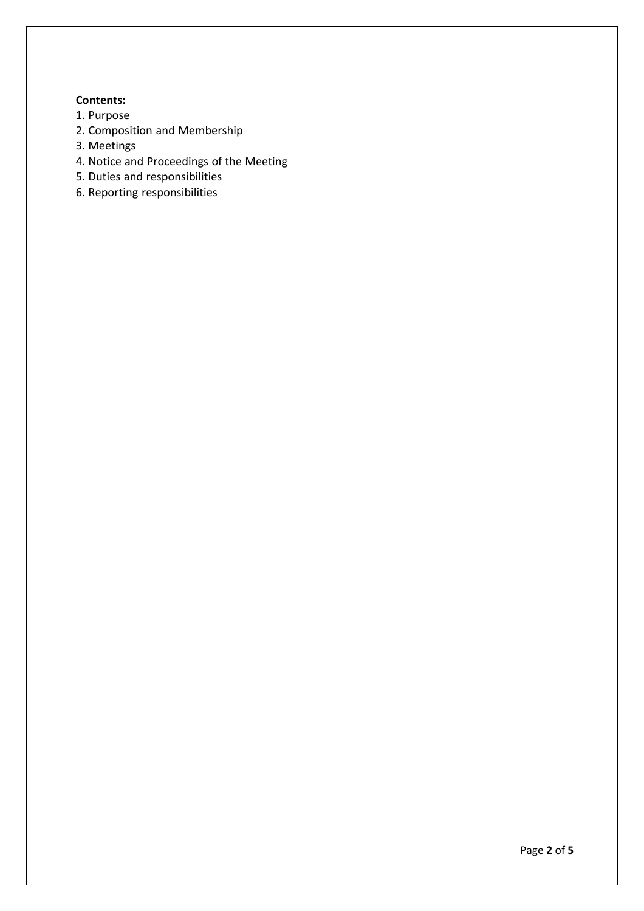**Contents:**

1. Purpose
2. Composition and Membership
3. Meetings
4. Notice and Proceedings of the Meeting
5. Duties and responsibilities
6. Reporting responsibilities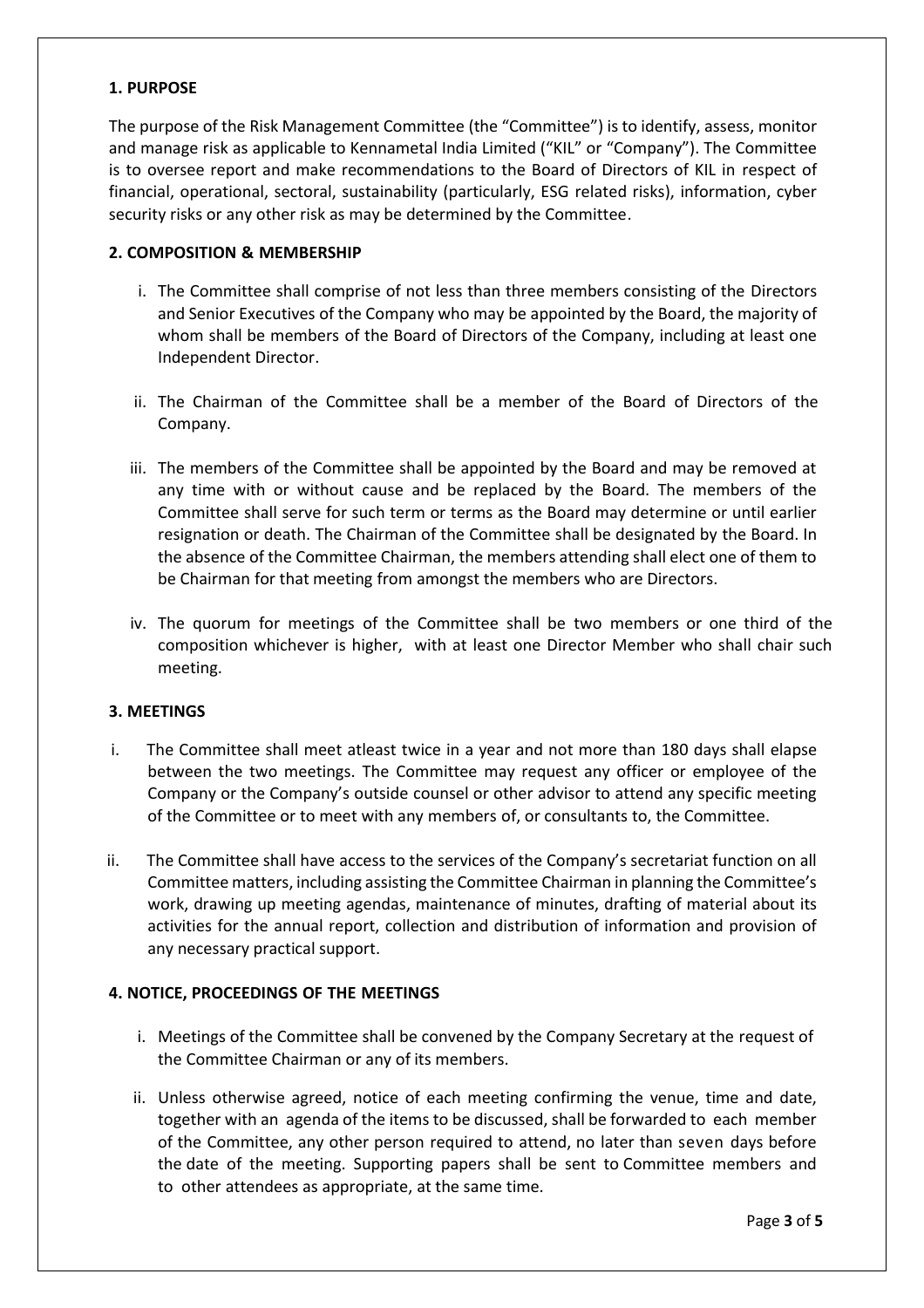## 1. PURPOSE

The purpose of the Risk Management Committee (the "Committee") is to identify, assess, monitor and manage risk as applicable to Kennametal India Limited ("KIL" or "Company"). The Committee is to oversee report and make recommendations to the Board of Directors of KIL in respect of financial, operational, sectoral, sustainability (particularly, ESG related risks), information, cyber security risks or any other risk as may be determined by the Committee.

## 2. COMPOSITION & MEMBERSHIP

i. The Committee shall comprise of not less than three members consisting of the Directors and Senior Executives of the Company who may be appointed by the Board, the majority of whom shall be members of the Board of Directors of the Company, including at least one Independent Director.

ii. The Chairman of the Committee shall be a member of the Board of Directors of the Company.

iii. The members of the Committee shall be appointed by the Board and may be removed at any time with or without cause and be replaced by the Board. The members of the Committee shall serve for such term or terms as the Board may determine or until earlier resignation or death. The Chairman of the Committee shall be designated by the Board. In the absence of the Committee Chairman, the members attending shall elect one of them to be Chairman for that meeting from amongst the members who are Directors.

iv. The quorum for meetings of the Committee shall be two members or one third of the composition whichever is higher, with at least one Director Member who shall chair such meeting.

## 3. MEETINGS

i. The Committee shall meet atleast twice in a year and not more than 180 days shall elapse between the two meetings. The Committee may request any officer or employee of the Company or the Company's outside counsel or other advisor to attend any specific meeting of the Committee or to meet with any members of, or consultants to, the Committee.

ii. The Committee shall have access to the services of the Company's secretariat function on all Committee matters, including assisting the Committee Chairman in planning the Committee's work, drawing up meeting agendas, maintenance of minutes, drafting of material about its activities for the annual report, collection and distribution of information and provision of any necessary practical support.

## 4. NOTICE, PROCEEDINGS OF THE MEETINGS

i. Meetings of the Committee shall be convened by the Company Secretary at the request of the Committee Chairman or any of its members.

ii. Unless otherwise agreed, notice of each meeting confirming the venue, time and date, together with an agenda of the items to be discussed, shall be forwarded to each member of the Committee, any other person required to attend, no later than seven days before the date of the meeting. Supporting papers shall be sent to Committee members and to other attendees as appropriate, at the same time.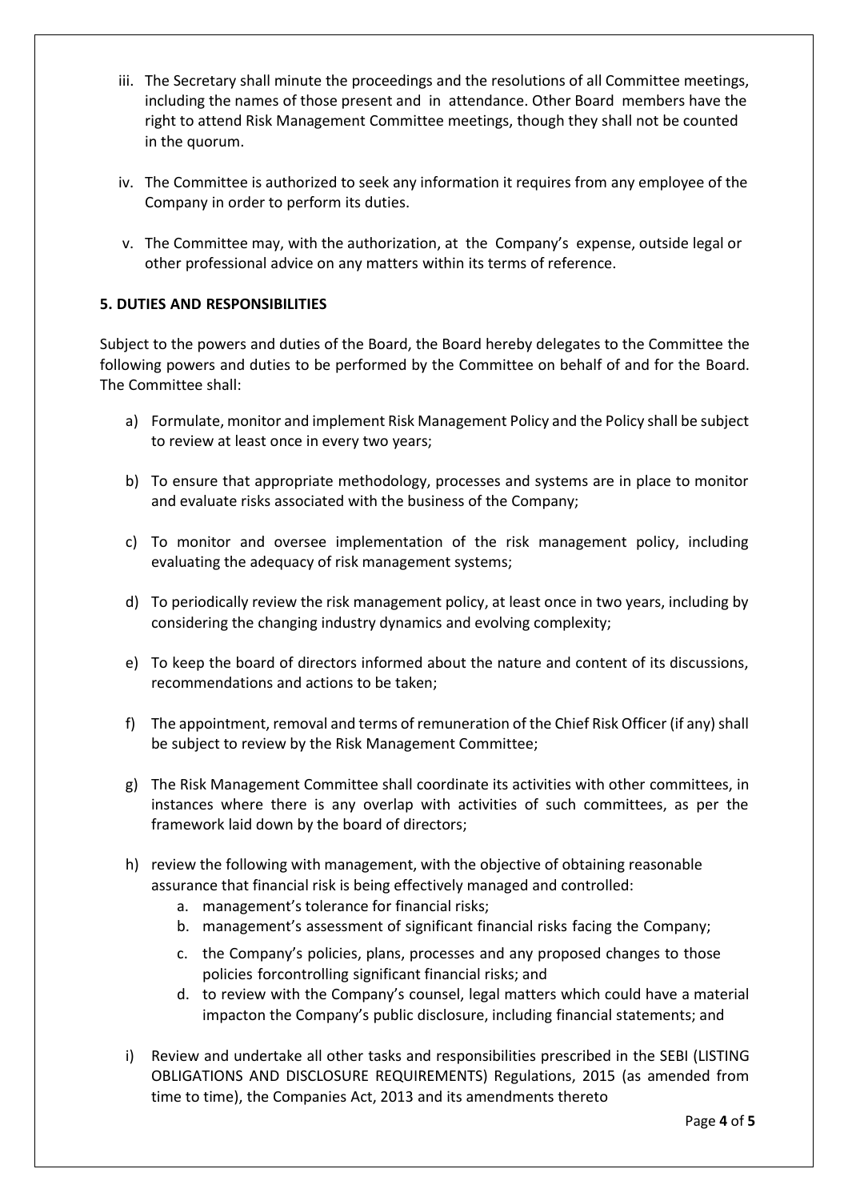iii. The Secretary shall minute the proceedings and the resolutions of all Committee meetings, including the names of those present and in attendance. Other Board members have the right to attend Risk Management Committee meetings, though they shall not be counted in the quorum.

iv. The Committee is authorized to seek any information it requires from any employee of the Company in order to perform its duties.

v. The Committee may, with the authorization, at the Company's expense, outside legal or other professional advice on any matters within its terms of reference.

**5. DUTIES AND RESPONSIBILITIES**

Subject to the powers and duties of the Board, the Board hereby delegates to the Committee the following powers and duties to be performed by the Committee on behalf of and for the Board. The Committee shall:

a) Formulate, monitor and implement Risk Management Policy and the Policy shall be subject to review at least once in every two years;

b) To ensure that appropriate methodology, processes and systems are in place to monitor and evaluate risks associated with the business of the Company;

c) To monitor and oversee implementation of the risk management policy, including evaluating the adequacy of risk management systems;

d) To periodically review the risk management policy, at least once in two years, including by considering the changing industry dynamics and evolving complexity;

e) To keep the board of directors informed about the nature and content of its discussions, recommendations and actions to be taken;

f) The appointment, removal and terms of remuneration of the Chief Risk Officer (if any) shall be subject to review by the Risk Management Committee;

g) The Risk Management Committee shall coordinate its activities with other committees, in instances where there is any overlap with activities of such committees, as per the framework laid down by the board of directors;

h) review the following with management, with the objective of obtaining reasonable assurance that financial risk is being effectively managed and controlled:
   a. management's tolerance for financial risks;
   b. management's assessment of significant financial risks facing the Company;
   c. the Company's policies, plans, processes and any proposed changes to those policies forcontrolling significant financial risks; and
   d. to review with the Company's counsel, legal matters which could have a material impacton the Company's public disclosure, including financial statements; and

i) Review and undertake all other tasks and responsibilities prescribed in the SEBI (LISTING OBLIGATIONS AND DISCLOSURE REQUIREMENTS) Regulations, 2015 (as amended from time to time), the Companies Act, 2013 and its amendments thereto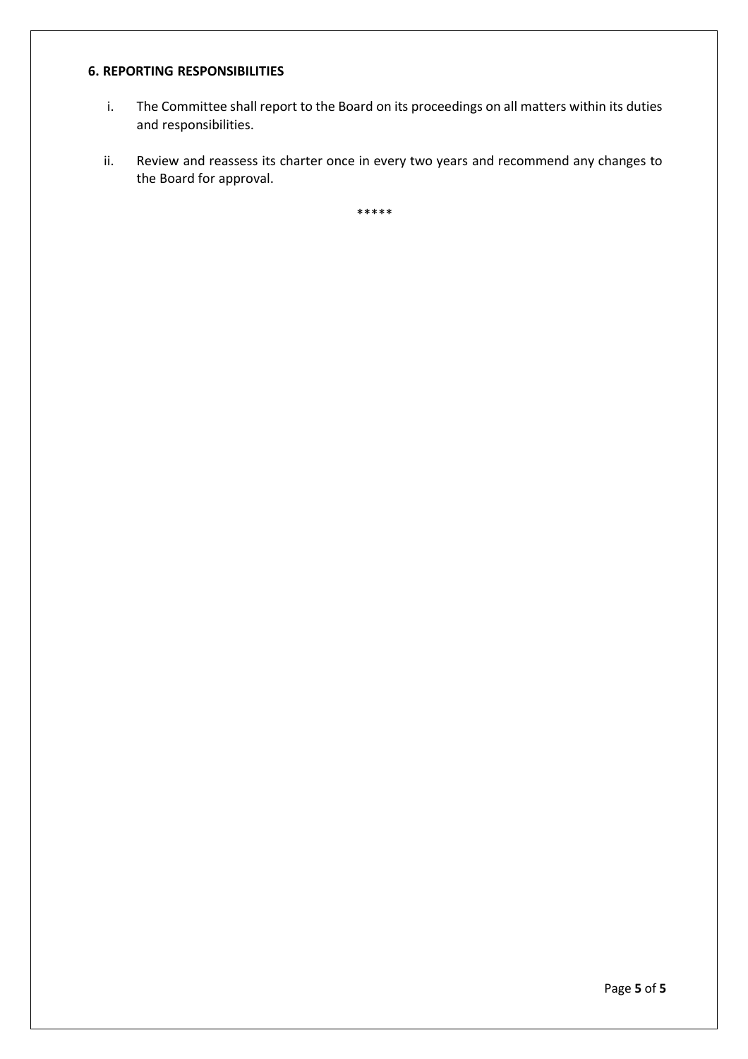**6. REPORTING RESPONSIBILITIES**

i. The Committee shall report to the Board on its proceedings on all matters within its duties and responsibilities.

ii. Review and reassess its charter once in every two years and recommend any changes to the Board for approval.

*****